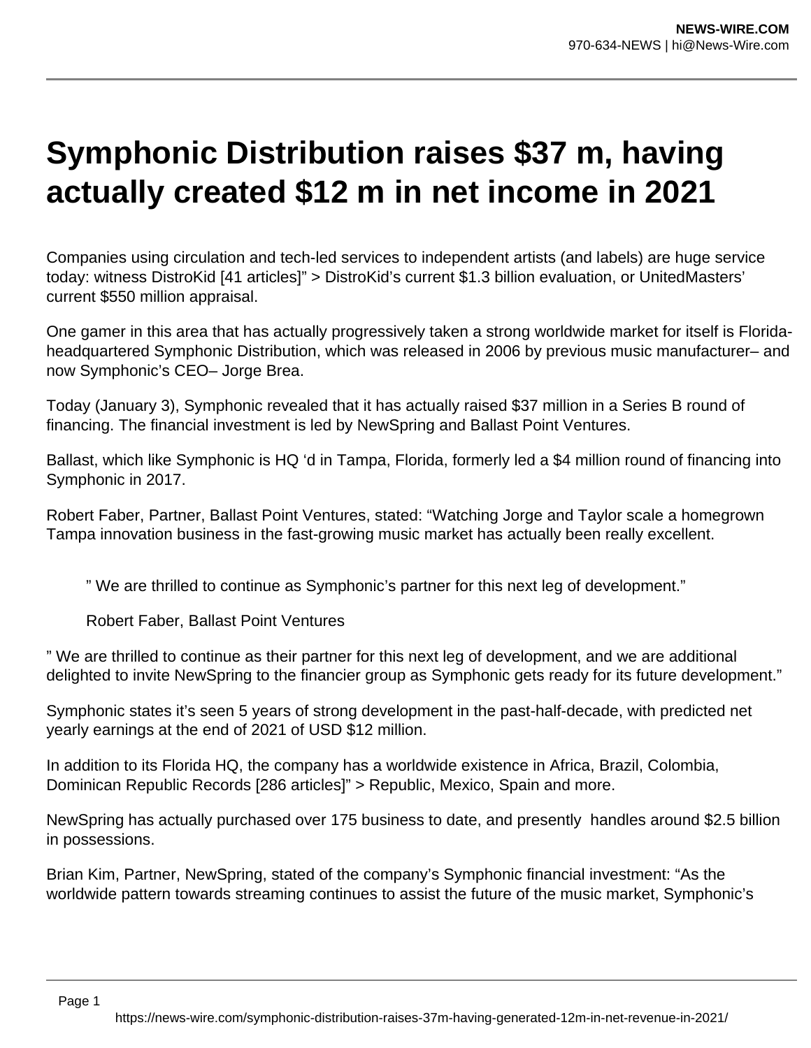# Symphonic Distribution raises $37 m, having actually created $12 m in net income in 2021

Companies using circulation and tech-led services to independent artists (and labels) are huge service today: witness DistroKid [41 articles]" > DistroKid's current $1.3 billion evaluation, or UnitedMasters' current $550 million appraisal.

One gamer in this area that has actually progressively taken a strong worldwide market for itself is Florida-headquartered Symphonic Distribution, which was released in 2006 by previous music manufacturer– and now Symphonic's CEO– Jorge Brea.

Today (January 3), Symphonic revealed that it has actually raised $37 million in a Series B round of financing. The financial investment is led by NewSpring and Ballast Point Ventures.

Ballast, which like Symphonic is HQ 'd in Tampa, Florida, formerly led a $4 million round of financing into Symphonic in 2017.

Robert Faber, Partner, Ballast Point Ventures, stated: "Watching Jorge and Taylor scale a homegrown Tampa innovation business in the fast-growing music market has actually been really excellent.

> " We are thrilled to continue as Symphonic's partner for this next leg of development."
>
> Robert Faber, Ballast Point Ventures

" We are thrilled to continue as their partner for this next leg of development, and we are additional delighted to invite NewSpring to the financier group as Symphonic gets ready for its future development."

Symphonic states it's seen 5 years of strong development in the past-half-decade, with predicted net yearly earnings at the end of 2021 of USD $12 million.

In addition to its Florida HQ, the company has a worldwide existence in Africa, Brazil, Colombia, Dominican Republic Records [286 articles]" > Republic, Mexico, Spain and more.

NewSpring has actually purchased over 175 business to date, and presently handles around $2.5 billion in possessions.

Brian Kim, Partner, NewSpring, stated of the company's Symphonic financial investment: "As the worldwide pattern towards streaming continues to assist the future of the music market, Symphonic's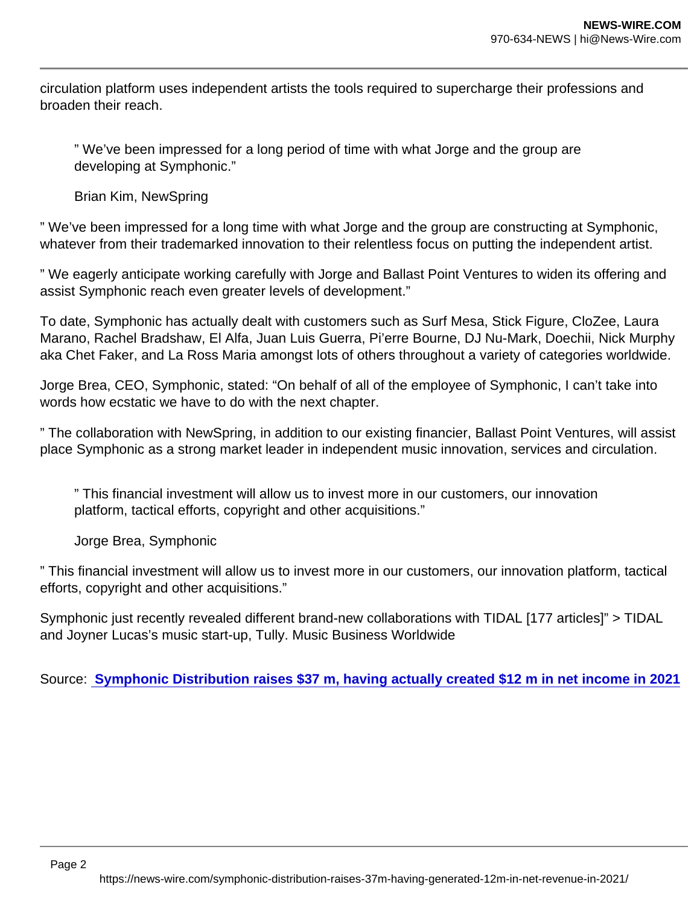circulation platform uses independent artists the tools required to supercharge their professions and broaden their reach.

> " We've been impressed for a long period of time with what Jorge and the group are developing at Symphonic."
>
> Brian Kim, NewSpring

" We've been impressed for a long time with what Jorge and the group are constructing at Symphonic, whatever from their trademarked innovation to their relentless focus on putting the independent artist.

" We eagerly anticipate working carefully with Jorge and Ballast Point Ventures to widen its offering and assist Symphonic reach even greater levels of development."

To date, Symphonic has actually dealt with customers such as Surf Mesa, Stick Figure, CloZee, Laura Marano, Rachel Bradshaw, El Alfa, Juan Luis Guerra, Pi'erre Bourne, DJ Nu-Mark, Doechii, Nick Murphy aka Chet Faker, and La Ross Maria amongst lots of others throughout a variety of categories worldwide.

Jorge Brea, CEO, Symphonic, stated: "On behalf of all of the employee of Symphonic, I can't take into words how ecstatic we have to do with the next chapter.

" The collaboration with NewSpring, in addition to our existing financier, Ballast Point Ventures, will assist place Symphonic as a strong market leader in independent music innovation, services and circulation.

> " This financial investment will allow us to invest more in our customers, our innovation platform, tactical efforts, copyright and other acquisitions."
>
> Jorge Brea, Symphonic

" This financial investment will allow us to invest more in our customers, our innovation platform, tactical efforts, copyright and other acquisitions."

Symphonic just recently revealed different brand-new collaborations with TIDAL [177 articles]" > TIDAL and Joyner Lucas's music start-up, Tully. Music Business Worldwide

Source: **[Symphonic Distribution raises $37 m, having actually created $12 m in net income in 2021](https://news-wire.com/symphonic-distribution-raises-37m-having-generated-12m-in-net-revenue-in-2021/)**